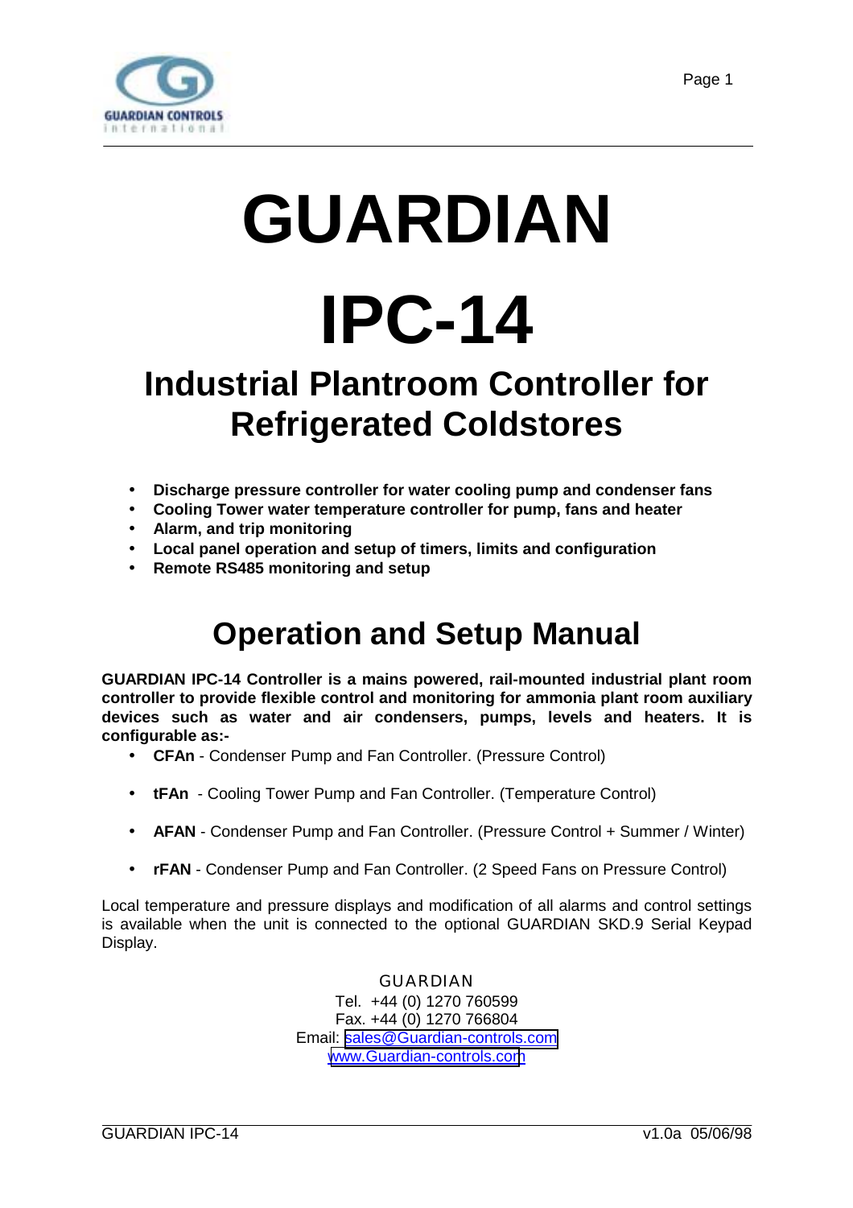# GUARDIAN

# IPC-14

## Industrial Plantroom Controller for Refrigerated Coldstores

- **Discharge pressure controller for water cooling pump and condenser fans**
- **Cooling Tower water temperature controller for pump, fans and heater**
- **Alarm, and trip monitoring**
- **Local panel operation and setup of timers, limits and configuration**
- **Remote RS485 monitoring and setup**

## Operation and Setup Manual

**GUARDIAN IPC-14 Controller is a mains powered, rail-mounted industrial plant room controller to provide flexible control and monitoring for ammonia plant room auxiliary devices such as water and air condensers, pumps, levels and heaters. It is configurable as:-**

- **CFAn** - Condenser Pump and Fan Controller. (Pressure Control)
- **tFAn** - Cooling Tower Pump and Fan Controller. (Temperature Control)
- **AFAN** - Condenser Pump and Fan Controller. (Pressure Control + Summer / Winter)
- **rFAN** - Condenser Pump and Fan Controller. (2 Speed Fans on Pressure Control)

Local temperature and pressure displays and modification of all alarms and control settings is available when the unit is connected to the optional GUARDIAN SKD.9 Serial Keypad Display.

GUARDIAN
Tel. +44 (0) 1270 760599
Fax. +44 (0) 1270 766804
Email: sales@Guardian-controls.com
www.Guardian-controls.com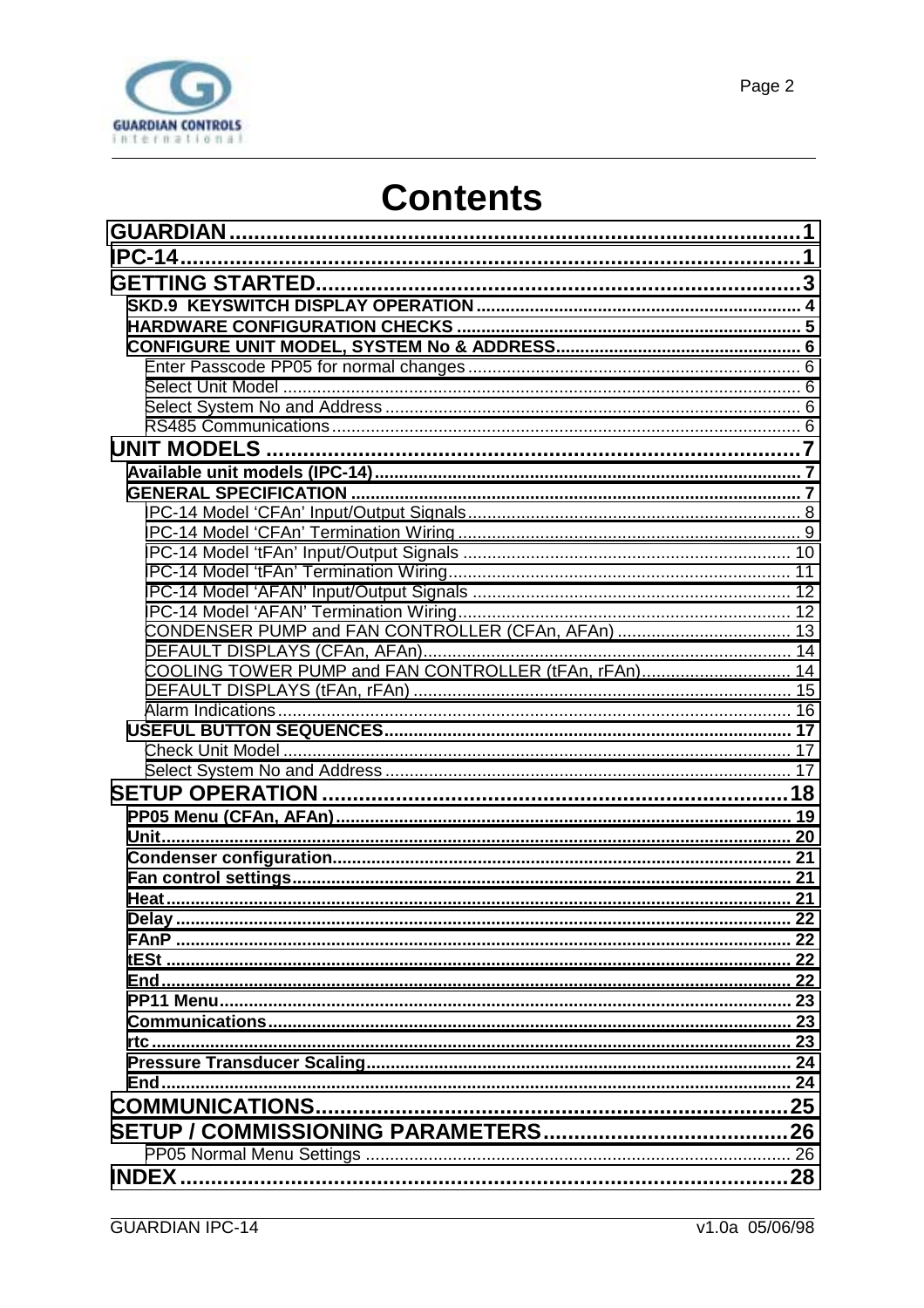# Contents

GUARDIAN ........................................................ 1
IPC-14 ........................................................ 1
GETTING STARTED ........................................................ 3
- SKD.9 KEYSWITCH DISPLAY OPERATION ........................................................ 4
- HARDWARE CONFIGURATION CHECKS ........................................................ 5
- CONFIGURE UNIT MODEL, SYSTEM No & ADDRESS ........................................................ 6
  - Enter Passcode PP05 for normal changes ........................................................ 6
  - Select Unit Model ........................................................ 6
  - Select System No and Address ........................................................ 6
  - RS485 Communications ........................................................ 6

UNIT MODELS ........................................................ 7
- Available unit models (IPC-14) ........................................................ 7
- GENERAL SPECIFICATION ........................................................ 7
  - IPC-14 Model 'CFAn' Input/Output Signals ........................................................ 8
  - IPC-14 Model 'CFAn' Termination Wiring ........................................................ 9
  - IPC-14 Model 'tFAn' Input/Output Signals ........................................................ 10
  - IPC-14 Model 'tFAn' Termination Wiring ........................................................ 11
  - IPC-14 Model 'AFAN' Input/Output Signals ........................................................ 12
  - IPC-14 Model 'AFAN' Termination Wiring ........................................................ 12
  - CONDENSER PUMP and FAN CONTROLLER (CFAn, AFAn) ........................................................ 13
  - DEFAULT DISPLAYS (CFAn, AFAn) ........................................................ 14
  - COOLING TOWER PUMP and FAN CONTROLLER (tFAn, rFAn) ........................................................ 14
  - DEFAULT DISPLAYS (tFAn, rFAn) ........................................................ 15
  - Alarm Indications ........................................................ 16
- USEFUL BUTTON SEQUENCES ........................................................ 17
  - Check Unit Model ........................................................ 17
  - Select System No and Address ........................................................ 17

SETUP OPERATION ........................................................ 18
- PP05 Menu (CFAn, AFAn) ........................................................ 19
- Unit ........................................................ 20
- Condenser configuration ........................................................ 21
- Fan control settings ........................................................ 21
- Heat ........................................................ 21
- Delay ........................................................ 22
- FAnP ........................................................ 22
- tESt ........................................................ 22
- End ........................................................ 22
- PP11 Menu ........................................................ 23
- Communications ........................................................ 23
- rtc ........................................................ 23
- Pressure Transducer Scaling ........................................................ 24
- End ........................................................ 24

COMMUNICATIONS ........................................................ 25
SETUP / COMMISSIONING PARAMETERS ........................................................ 26
  - PP05 Normal Menu Settings ........................................................ 26

INDEX ........................................................ 28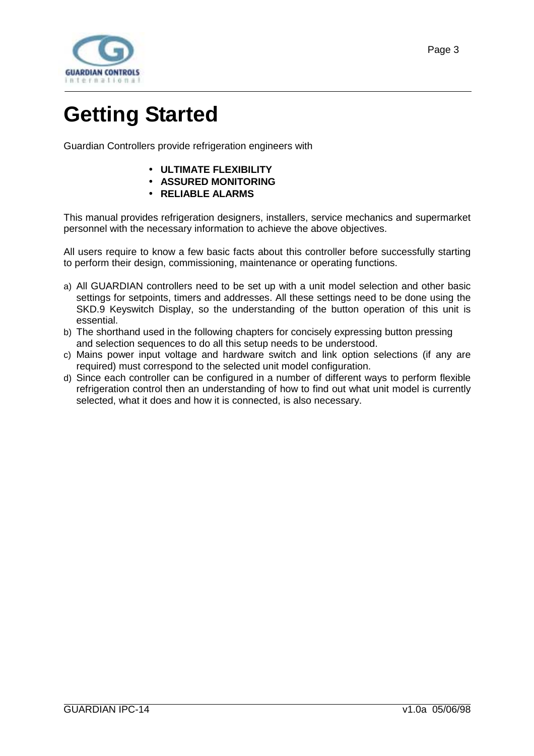# Getting Started

Guardian Controllers provide refrigeration engineers with

- **ULTIMATE FLEXIBILITY**
- **ASSURED MONITORING**
- **RELIABLE ALARMS**

This manual provides refrigeration designers, installers, service mechanics and supermarket personnel with the necessary information to achieve the above objectives.

All users require to know a few basic facts about this controller before successfully starting to perform their design, commissioning, maintenance or operating functions.

a) All GUARDIAN controllers need to be set up with a unit model selection and other basic settings for setpoints, timers and addresses. All these settings need to be done using the SKD.9 Keyswitch Display, so the understanding of the button operation of this unit is essential.
b) The shorthand used in the following chapters for concisely expressing button pressing and selection sequences to do all this setup needs to be understood.
c) Mains power input voltage and hardware switch and link option selections (if any are required) must correspond to the selected unit model configuration.
d) Since each controller can be configured in a number of different ways to perform flexible refrigeration control then an understanding of how to find out what unit model is currently selected, what it does and how it is connected, is also necessary.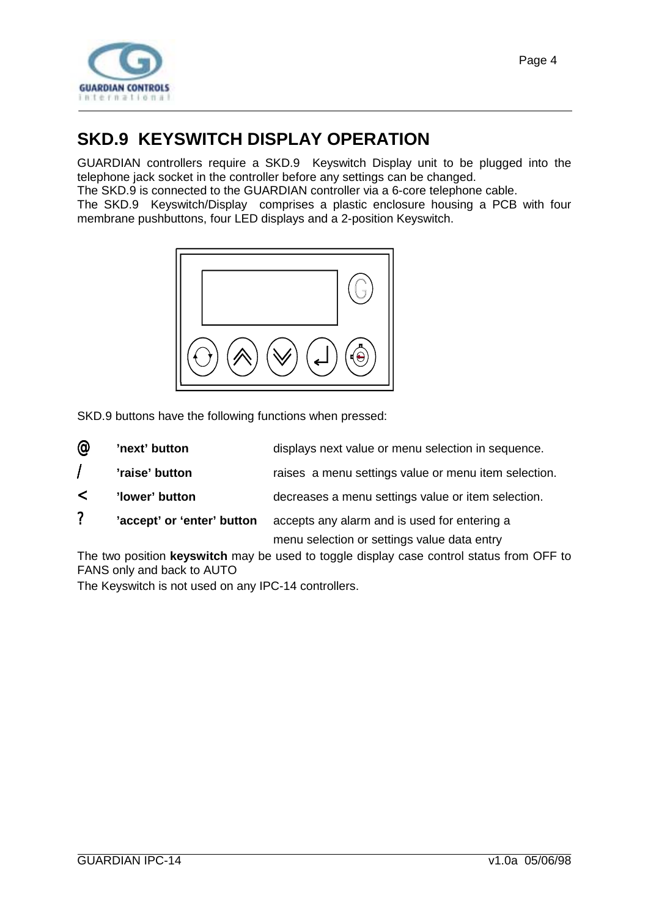# SKD.9 KEYSWITCH DISPLAY OPERATION

GUARDIAN controllers require a SKD.9 Keyswitch Display unit to be plugged into the telephone jack socket in the controller before any settings can be changed.
The SKD.9 is connected to the GUARDIAN controller via a 6-core telephone cable.
The SKD.9 Keyswitch/Display comprises a plastic enclosure housing a PCB with four membrane pushbuttons, four LED displays and a 2-position Keyswitch.

SKD.9 buttons have the following functions when pressed:

| | | |
|---|---|---|
| @ | **'next' button** | displays next value or menu selection in sequence. |
| / | **'raise' button** | raises a menu settings value or menu item selection. |
| < | **'lower' button** | decreases a menu settings value or item selection. |
| ? | **'accept' or 'enter' button** | accepts any alarm and is used for entering a menu selection or settings value data entry |

The two position **keyswitch** may be used to toggle display case control status from OFF to FANS only and back to AUTO
The Keyswitch is not used on any IPC-14 controllers.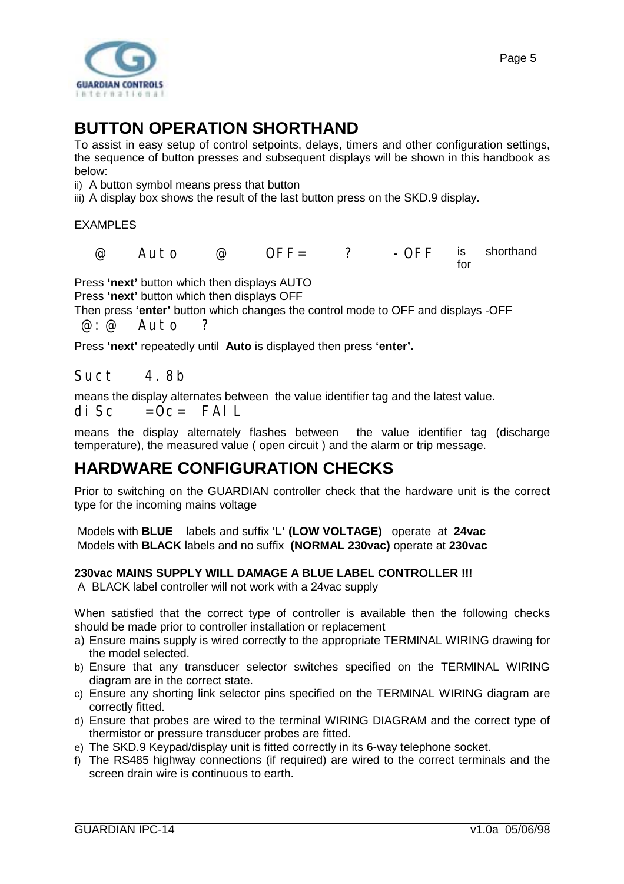## BUTTON OPERATION SHORTHAND

To assist in easy setup of control setpoints, delays, timers and other configuration settings, the sequence of button presses and subsequent displays will be shown in this handbook as below:

ii) A button symbol means press that button

iii) A display box shows the result of the last button press on the SKD.9 display.

EXAMPLES

@ Auto @ OFF= ? -OFF is for shorthand

Press **'next'** button which then displays AUTO
Press **'next'** button which then displays OFF
Then press **'enter'** button which changes the control mode to OFF and displays -OFF

@:@ Auto ?

Press **'next'** repeatedly until **Auto** is displayed then press **'enter'.**

Suct 4.8b

means the display alternates between the value identifier tag and the latest value.

diSc =Oc= FAIL

means the display alternately flashes between the value identifier tag (discharge temperature), the measured value ( open circuit ) and the alarm or trip message.

## HARDWARE CONFIGURATION CHECKS

Prior to switching on the GUARDIAN controller check that the hardware unit is the correct type for the incoming mains voltage

Models with **BLUE** labels and suffix '**L' (LOW VOLTAGE)** operate at **24vac**
Models with **BLACK** labels and no suffix **(NORMAL 230vac)** operate at **230vac**

**230vac MAINS SUPPLY WILL DAMAGE A BLUE LABEL CONTROLLER !!!**
A BLACK label controller will not work with a 24vac supply

When satisfied that the correct type of controller is available then the following checks should be made prior to controller installation or replacement

a) Ensure mains supply is wired correctly to the appropriate TERMINAL WIRING drawing for the model selected.
b) Ensure that any transducer selector switches specified on the TERMINAL WIRING diagram are in the correct state.
c) Ensure any shorting link selector pins specified on the TERMINAL WIRING diagram are correctly fitted.
d) Ensure that probes are wired to the terminal WIRING DIAGRAM and the correct type of thermistor or pressure transducer probes are fitted.
e) The SKD.9 Keypad/display unit is fitted correctly in its 6-way telephone socket.
f) The RS485 highway connections (if required) are wired to the correct terminals and the screen drain wire is continuous to earth.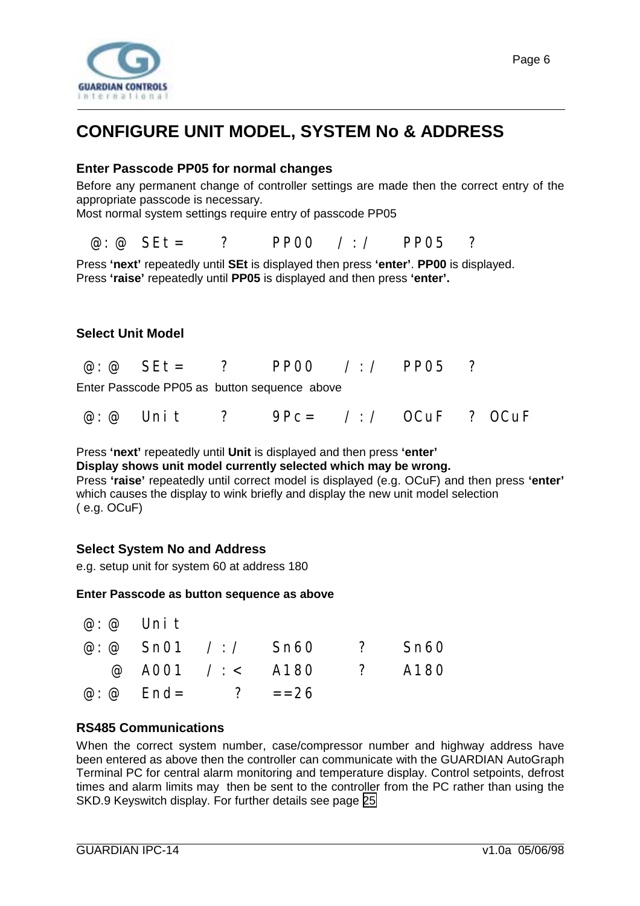# CONFIGURE UNIT MODEL, SYSTEM No & ADDRESS

### Enter Passcode PP05 for normal changes

Before any permanent change of controller settings are made then the correct entry of the appropriate passcode is necessary.
Most normal system settings require entry of passcode PP05

```
@:@  SEt=   ?    PP00   /:/   PP05   ?
```

Press **'next'** repeatedly until **SEt** is displayed then press **'enter'**. **PP00** is displayed.
Press **'raise'** repeatedly until **PP05** is displayed and then press **'enter'.**

### Select Unit Model

```
@:@  SEt=   ?    PP00   /:/   PP05   ?
```

Enter Passcode PP05 as button sequence above

```
@:@  Unit   ?    9Pc=   /:/   OCuF   ?  OCuF
```

Press **'next'** repeatedly until **Unit** is displayed and then press **'enter'**
**Display shows unit model currently selected which may be wrong.**
Press **'raise'** repeatedly until correct model is displayed (e.g. OCuF) and then press **'enter'** which causes the display to wink briefly and display the new unit model selection
( e.g. OCuF)

### Select System No and Address

e.g. setup unit for system 60 at address 180

**Enter Passcode as button sequence as above**

```
@:@  Unit
@:@  Sn01  /:/   Sn60   ?   Sn60
  @  A001  /:<   A180   ?   A180
@:@  End=     ?  ==26
```

### RS485 Communications

When the correct system number, case/compressor number and highway address have been entered as above then the controller can communicate with the GUARDIAN AutoGraph Terminal PC for central alarm monitoring and temperature display. Control setpoints, defrost times and alarm limits may then be sent to the controller from the PC rather than using the SKD.9 Keyswitch display. For further details see page 25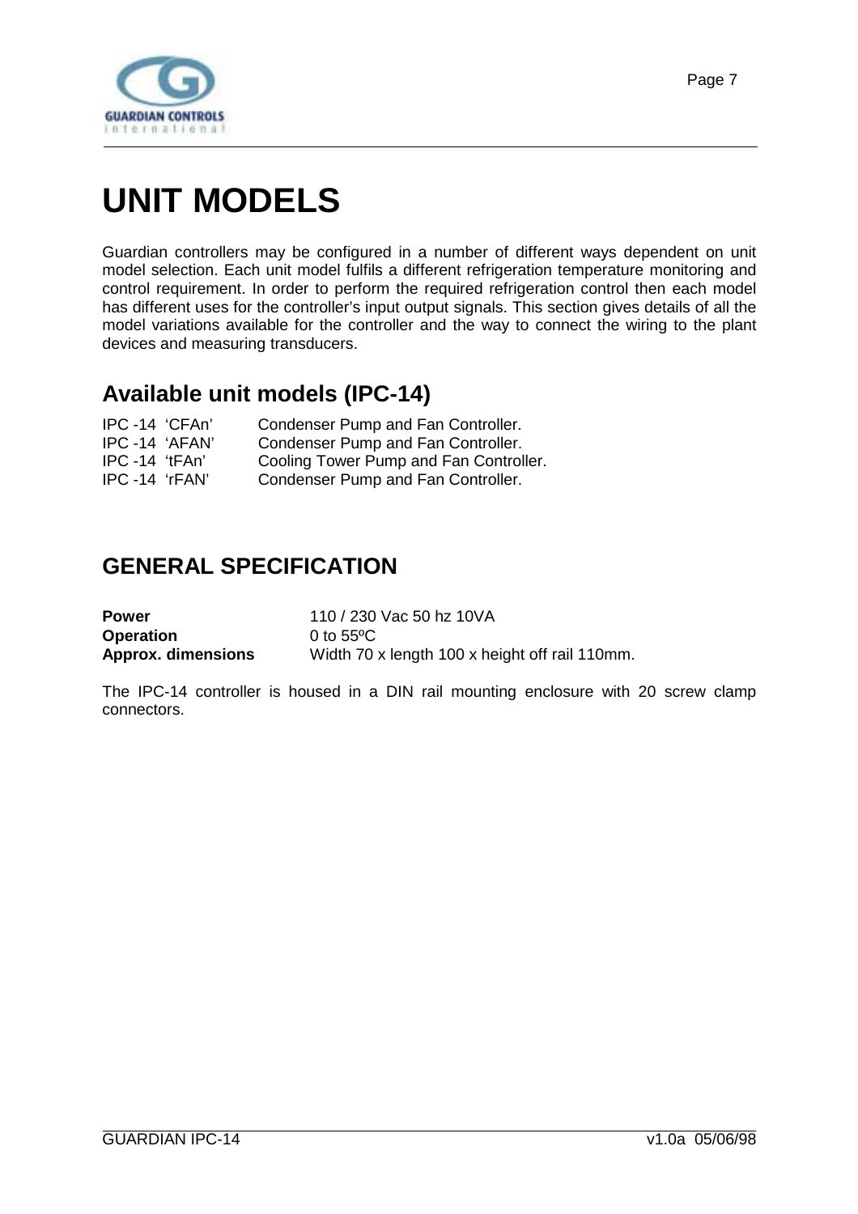# UNIT MODELS

Guardian controllers may be configured in a number of different ways dependent on unit model selection. Each unit model fulfils a different refrigeration temperature monitoring and control requirement. In order to perform the required refrigeration control then each model has different uses for the controller's input output signals. This section gives details of all the model variations available for the controller and the way to connect the wiring to the plant devices and measuring transducers.

## Available unit models (IPC-14)

| | |
|---|---|
| IPC -14 'CFAn' | Condenser Pump and Fan Controller. |
| IPC -14 'AFAN' | Condenser Pump and Fan Controller. |
| IPC -14 'tFAn' | Cooling Tower Pump and Fan Controller. |
| IPC -14 'rFAN' | Condenser Pump and Fan Controller. |

## GENERAL SPECIFICATION

| | |
|---|---|
| **Power** | 110 / 230 Vac 50 hz 10VA |
| **Operation** | 0 to 55ºC |
| **Approx. dimensions** | Width 70 x length 100 x height off rail 110mm. |

The IPC-14 controller is housed in a DIN rail mounting enclosure with 20 screw clamp connectors.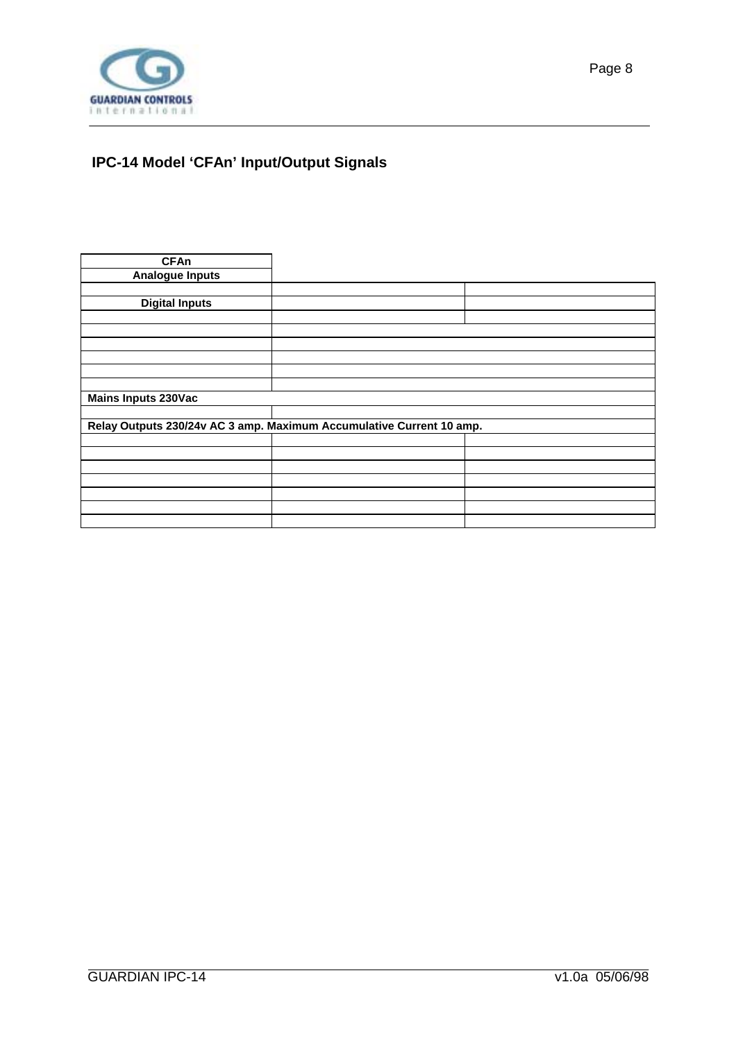## IPC-14 Model 'CFAn' Input/Output Signals

| CFAn | | |
|---|---|---|
| **Analogue Inputs** | | |
| | | |
| **Digital Inputs** | | |
| | | |
| | | |
| | | |
| | | |
| | | |
| | | |
| **Mains Inputs 230Vac** | | |
| | | |
| **Relay Outputs 230/24v AC 3 amp. Maximum Accumulative Current 10 amp.** | | |
| | | |
| | | |
| | | |
| | | |
| | | |
| | | |
| | | |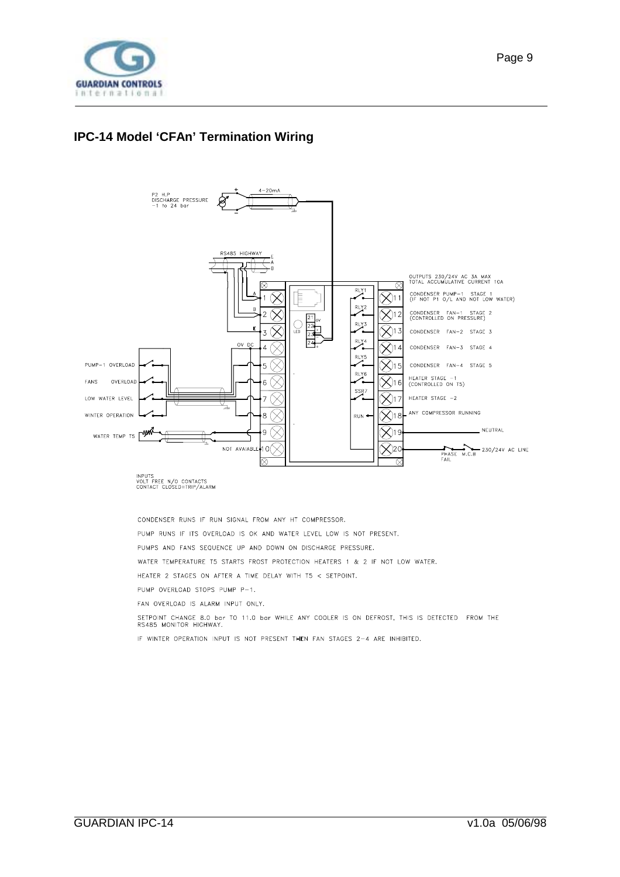## IPC-14 Model 'CFAn' Termination Wiring

P2 H.P DISCHARGE PRESSURE -1 to 24 bar

4-20mA

RS485 HIGHWAY

OUTPUTS 230/24V AC 3A MAX TOTAL ACCUMULATIVE CURRENT 10A

| Input | Terminal | | Terminal | Output |
|---|---|---|---|---|
| A | 1 | RLY1 | 11 | CONDENSER PUMP-1 STAGE 1 (IF NOT P1 O/L AND NOT LOW WATER) |
| B | 2 | RLY2 | 12 | CONDENSER FAN-1 STAGE 2 (CONTROLLED ON PRESSURE) |
| E | 3 | RLY3 | 13 | CONDENSER FAN-2 STAGE 3 |
| 0V DC | 4 | RLY4 | 14 | CONDENSER FAN-3 STAGE 4 |
| PUMP-1 OVERLOAD | 5 | RLY5 | 15 | CONDENSER FAN-4 STAGE 5 |
| FANS OVERLOAD | 6 | RLY6 | 16 | HEATER STAGE -1 (CONTROLLED ON T5) |
| LOW WATER LEVEL | 7 | SSR7 | 17 | HEATER STAGE -2 |
| WINTER OPERATION | 8 | RUN | 18 | ANY COMPRESSOR RUNNING |
| WATER TEMP T5 | 9 | | 19 | NEUTRAL |
| NOT AVAIABLE | 10 | | 20 | PHASE FAIL / M.C.B / 230/24V AC LINE |

INPUTS
VOLT FREE N/O CONTACTS
CONTACT CLOSED=TRIP/ALARM

CONDENSER RUNS IF RUN SIGNAL FROM ANY HT COMPRESSOR.

PUMP RUNS IF ITS OVERLOAD IS OK AND WATER LEVEL LOW IS NOT PRESENT.

PUMPS AND FANS SEQUENCE UP AND DOWN ON DISCHARGE PRESSURE.

WATER TEMPERATURE T5 STARTS FROST PROTECTION HEATERS 1 & 2 IF NOT LOW WATER.

HEATER 2 STAGES ON AFTER A TIME DELAY WITH T5 < SETPOINT.

PUMP OVERLOAD STOPS PUMP P-1.

FAN OVERLOAD IS ALARM INPUT ONLY.

SETPOINT CHANGE 8.0 bar TO 11.0 bar WHILE ANY COOLER IS ON DEFROST, THIS IS DETECTED FROM THE RS485 MONITOR HIGHWAY.

IF WINTER OPERATION INPUT IS NOT PRESENT THEN FAN STAGES 2-4 ARE INHIBITED.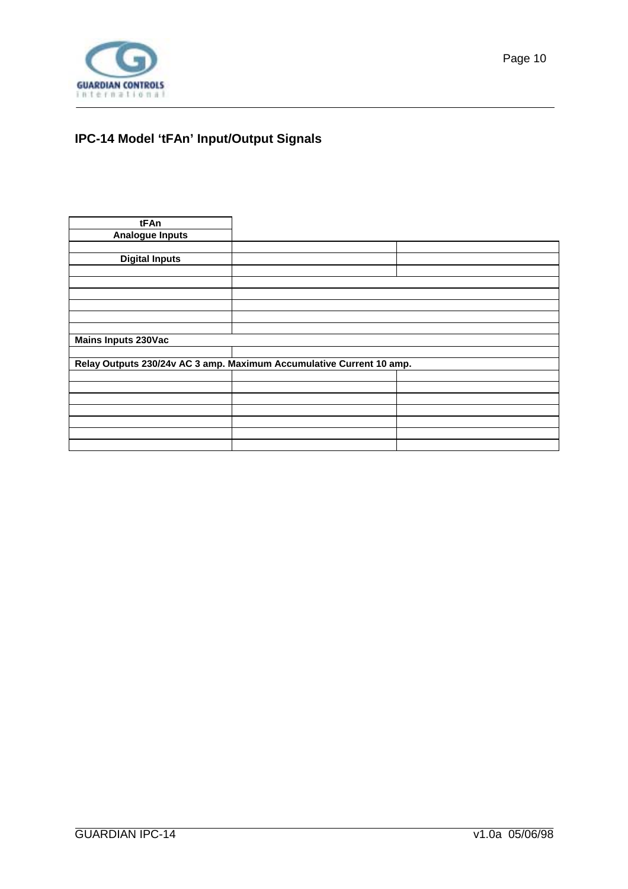## IPC-14 Model 'tFAn' Input/Output Signals

| tFAn | | |
|---|---|---|
| **Analogue Inputs** | | |
| | | |
| **Digital Inputs** | | |
| | | |
| | | |
| | | |
| | | |
| | | |
| | | |
| **Mains Inputs 230Vac** | | |
| | | |
| **Relay Outputs 230/24v AC 3 amp. Maximum Accumulative Current 10 amp.** | | |
| | | |
| | | |
| | | |
| | | |
| | | |
| | | |
| | | |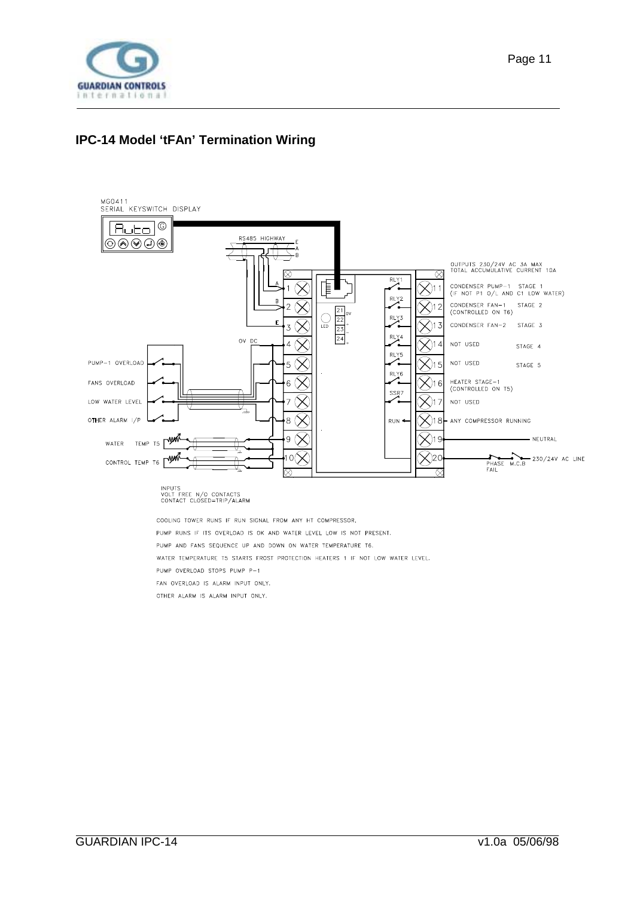## IPC-14 Model 'tFAn' Termination Wiring

MG0411
SERIAL KEYSWITCH DISPLAY

RS485 HIGHWAY

OUTPUTS 230/24V AC 3A MAX
TOTAL ACCUMULATIVE CURRENT 10A

| Terminal | Relay | Function | Stage |
|---|---|---|---|
| 11 | RLY1 | CONDENSER PUMP-1 (IF NOT P1 O/L AND C1 LOW WATER) | STAGE 1 |
| 12 | RLY2 | CONDENSER FAN-1 (CONTROLLED ON T6) | STAGE 2 |
| 13 | RLY3 | CONDENSER FAN-2 | STAGE 3 |
| 14 | RLY4 | NOT USED | STAGE 4 |
| 15 | RLY5 | NOT USED | STAGE 5 |
| 16 | RLY6 | HEATER STAGE-1 (CONTROLLED ON T5) | |
| 17 | SSR7 | NOT USED | |
| 18 | RUN | ANY COMPRESSOR RUNNING | |
| 19 | | NEUTRAL | |
| 20 | | PHASE FAIL, M.C.B, 230/24V AC LINE | |

| Terminal | Input |
|---|---|
| 1 | A (RS485) |
| 2 | B (RS485) |
| 3 | E (RS485) |
| 4 | 0V DC |
| 5 | PUMP-1 OVERLOAD |
| 6 | FANS OVERLOAD |
| 7 | LOW WATER LEVEL |
| 8 | OTHER ALARM I/P |
| 9 | WATER TEMP T5 |
| 10 | CONTROL TEMP T6 |

INPUTS
VOLT FREE N/O CONTACTS
CONTACT CLOSED=TRIP/ALARM

COOLING TOWER RUNS IF RUN SIGNAL FROM ANY HT COMPRESSOR.

PUMP RUNS IF ITS OVERLOAD IS OK AND WATER LEVEL LOW IS NOT PRESENT.

PUMP AND FANS SEQUENCE UP AND DOWN ON WATER TEMPERATURE T6.

WATER TEMPERATURE T5 STARTS FROST PROTECTION HEATERS 1 IF NOT LOW WATER LEVEL.

PUMP OVERLOAD STOPS PUMP P-1

FAN OVERLOAD IS ALARM INPUT ONLY.

OTHER ALARM IS ALARM INPUT ONLY.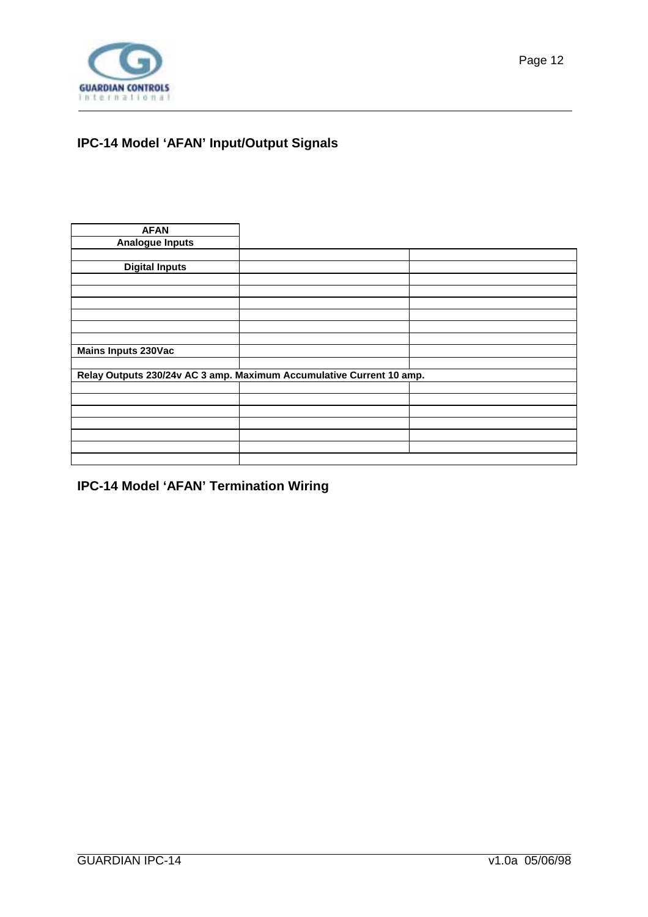## IPC-14 Model ‘AFAN’ Input/Output Signals

| AFAN | | |
|---|---|---|
| Analogue Inputs | | |
| | | |
| Digital Inputs | | |
| | | |
| | | |
| | | |
| | | |
| | | |
| | | |
| Mains Inputs 230Vac | | |
| | | |
| Relay Outputs 230/24v AC 3 amp. Maximum Accumulative Current 10 amp. | | |
| | | |
| | | |
| | | |
| | | |
| | | |
| | | |
| | | |

## IPC-14 Model ‘AFAN’ Termination Wiring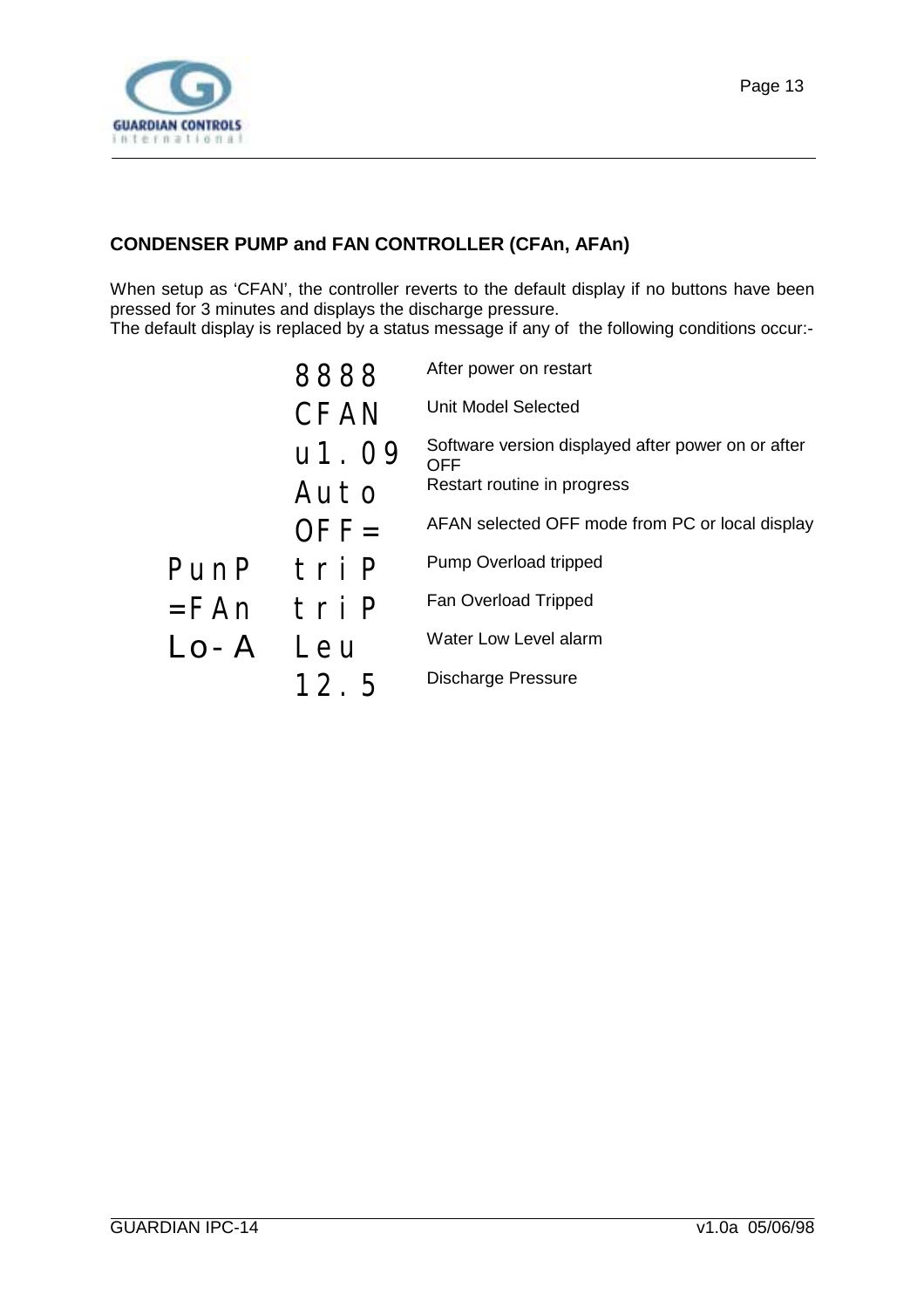## CONDENSER PUMP and FAN CONTROLLER (CFAn, AFAn)

When setup as 'CFAN', the controller reverts to the default display if no buttons have been pressed for 3 minutes and displays the discharge pressure.
The default display is replaced by a status message if any of the following conditions occur:-

| | Display | Description |
|---|---|---|
| | 8888 | After power on restart |
| | CFAN | Unit Model Selected |
| | u1.09 | Software version displayed after power on or after OFF |
| | Auto | Restart routine in progress |
| | OFF= | AFAN selected OFF mode from PC or local display |
| PunP | triP | Pump Overload tripped |
| =FAn | triP | Fan Overload Tripped |
| Lo-A | Leu | Water Low Level alarm |
| | 12.5 | Discharge Pressure |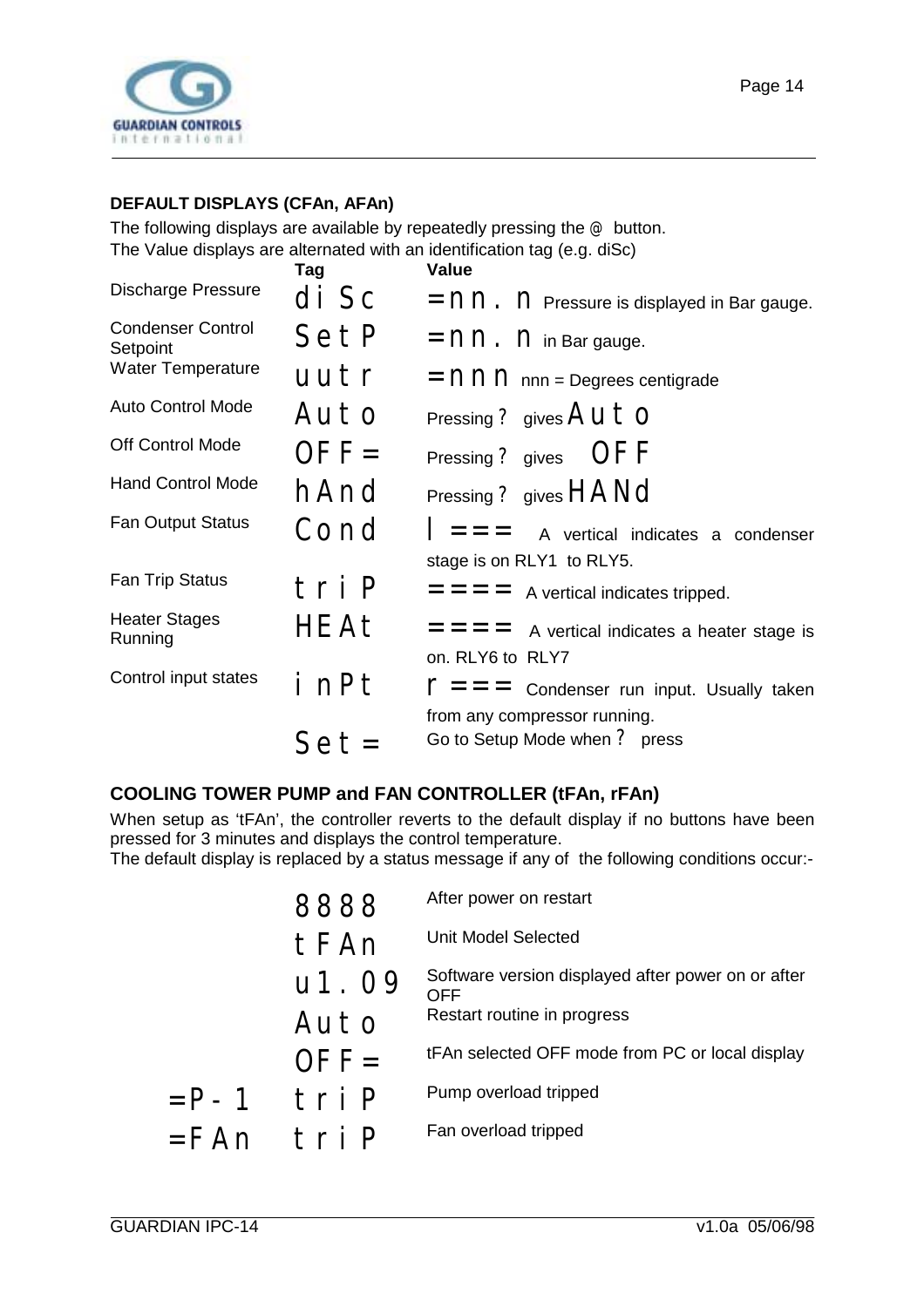**DEFAULT DISPLAYS (CFAn, AFAn)**

The following displays are available by repeatedly pressing the @ button.
The Value displays are alternated with an identification tag (e.g. diSc)

| | Tag | Value |
|---|---|---|
| Discharge Pressure | di Sc | =nn. n Pressure is displayed in Bar gauge. |
| Condenser Control Setpoint | SetP | =nn. n in Bar gauge. |
| Water Temperature | uutr | =nnn nnn = Degrees centigrade |
| Auto Control Mode | Auto | Pressing ? gives Auto |
| Off Control Mode | OFF= | Pressing ? gives OFF |
| Hand Control Mode | hAnd | Pressing ? gives HANd |
| Fan Output Status | Cond | I === A vertical indicates a condenser stage is on RLY1 to RLY5. |
| Fan Trip Status | triP | ==== A vertical indicates tripped. |
| Heater Stages Running | HEAt | ==== A vertical indicates a heater stage is on. RLY6 to RLY7 |
| Control input states | inPt | r === Condenser run input. Usually taken from any compressor running. |
| | Set= | Go to Setup Mode when ? press |

**COOLING TOWER PUMP and FAN CONTROLLER (tFAn, rFAn)**

When setup as 'tFAn', the controller reverts to the default display if no buttons have been pressed for 3 minutes and displays the control temperature.
The default display is replaced by a status message if any of the following conditions occur:-

| | Display | Description |
|---|---|---|
| | 8888 | After power on restart |
| | tFAn | Unit Model Selected |
| | u1.09 | Software version displayed after power on or after OFF |
| | Auto | Restart routine in progress |
| | OFF= | tFAn selected OFF mode from PC or local display |
| =P-1 | triP | Pump overload tripped |
| =FAn | triP | Fan overload tripped |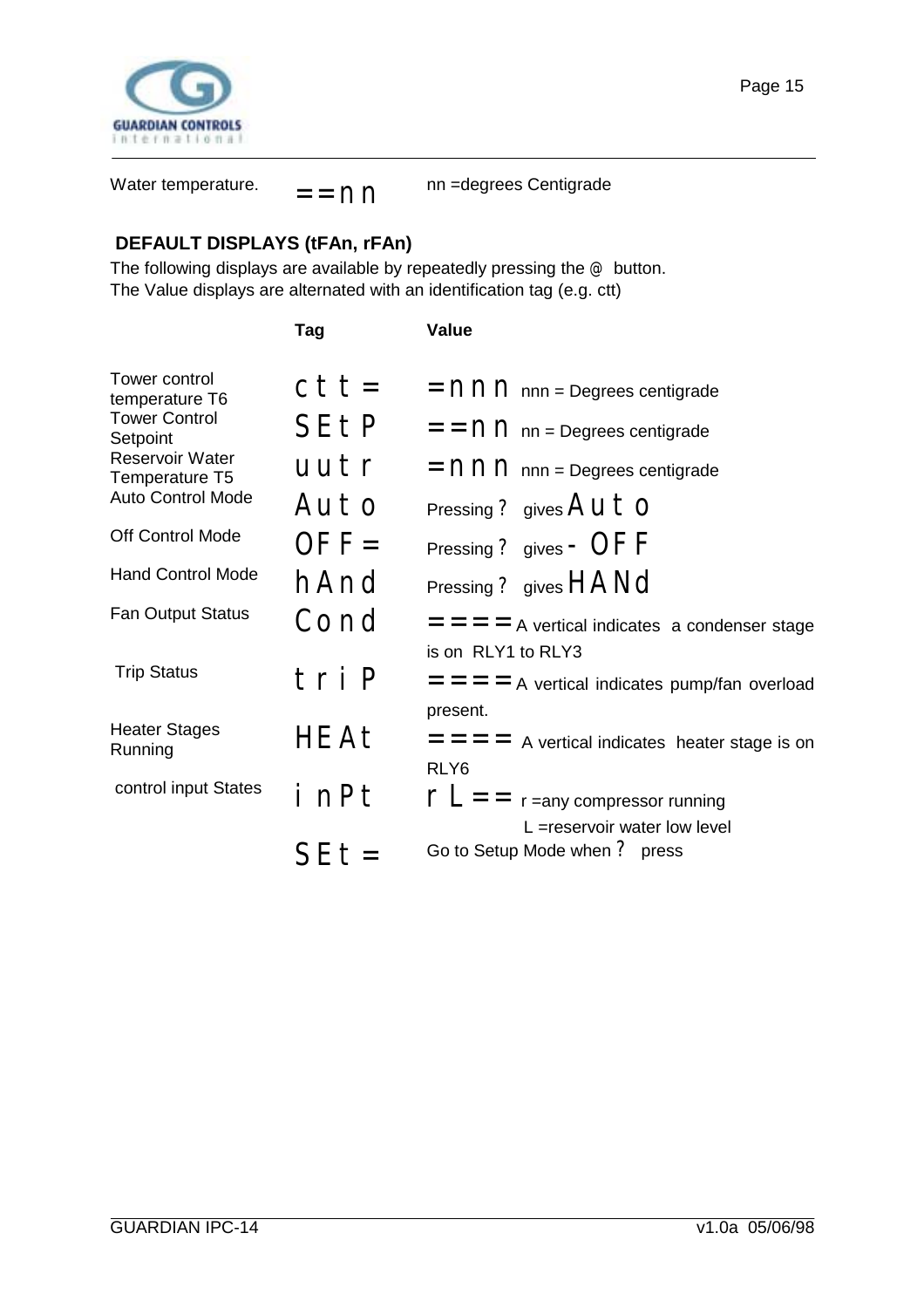Water temperature. ==nn nn =degrees Centigrade

**DEFAULT DISPLAYS (tFAn, rFAn)**

The following displays are available by repeatedly pressing the @ button.
The Value displays are alternated with an identification tag (e.g. ctt)

| | Tag | Value |
|---|---|---|
| Tower control temperature T6 | ctt= | =nnn nnn = Degrees centigrade |
| Tower Control Setpoint | SEtP | ==nn nn = Degrees centigrade |
| Reservoir Water Temperature T5 | uutr | =nnn nnn = Degrees centigrade |
| Auto Control Mode | Auto | Pressing ? gives Auto |
| Off Control Mode | OFF= | Pressing ? gives - OFF |
| Hand Control Mode | hAnd | Pressing ? gives HANd |
| Fan Output Status | Cond | ==== A vertical indicates a condenser stage is on RLY1 to RLY3 |
| Trip Status | triP | ==== A vertical indicates pump/fan overload present. |
| Heater Stages Running | HEAt | ==== A vertical indicates heater stage is on RLY6 |
| control input States | inPt | rL== r =any compressor running<br>L =reservoir water low level |
| | SEt= | Go to Setup Mode when ? press |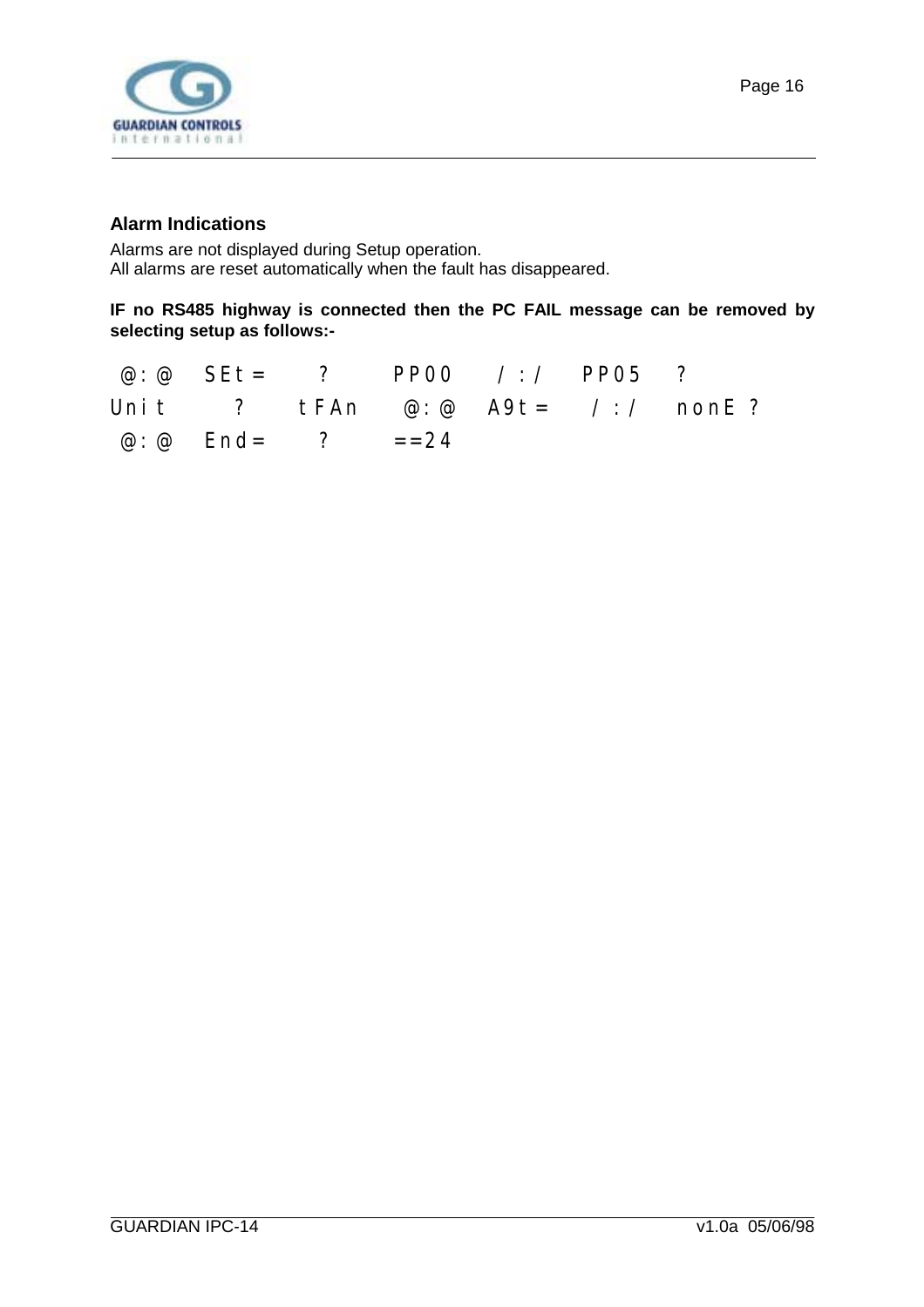## Alarm Indications

Alarms are not displayed during Setup operation.
All alarms are reset automatically when the fault has disappeared.

**IF no RS485 highway is connected then the PC FAIL message can be removed by selecting setup as follows:-**

```
 @:@  SEt=   ?   PP00   /:/  PP05  ?
Unit    ?  tFAn   @:@  A9t=   /:/   nonE ?
 @:@  End=   ?   ==24
```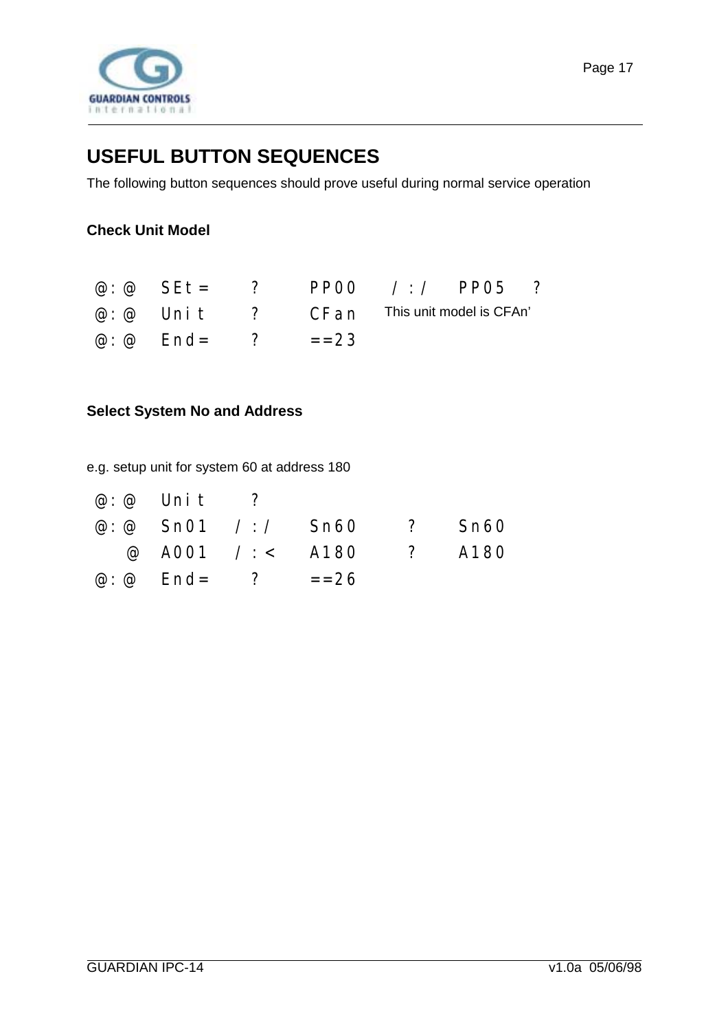## USEFUL BUTTON SEQUENCES

The following button sequences should prove useful during normal service operation

**Check Unit Model**

```
@:@   SEt=    ?    PP00    /:/    PP05   ?
@:@   Unit    ?    CFan    This unit model is CFAn'
@:@   End=    ?    ==23
```

**Select System No and Address**

e.g. setup unit for system 60 at address 180

```
@:@   Unit    ?
@:@   Sn01   /:/   Sn60    ?    Sn60
  @   A001   /:<   A180    ?    A180
@:@   End=    ?    ==26
```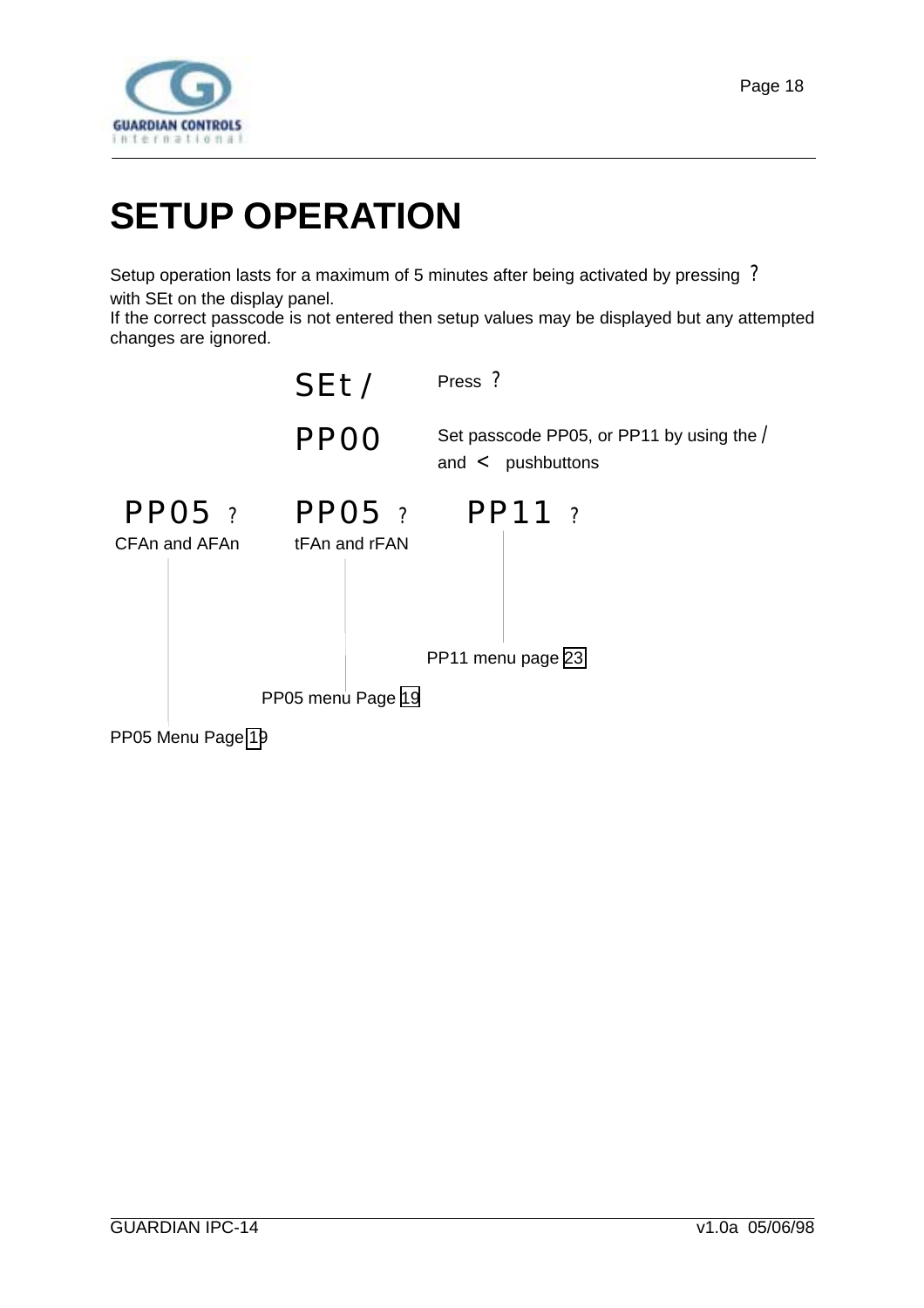# SETUP OPERATION

Setup operation lasts for a maximum of 5 minutes after being activated by pressing ? with SEt on the display panel.
If the correct passcode is not entered then setup values may be displayed but any attempted changes are ignored.

SEt / Press ?

PP00 Set passcode PP05, or PP11 by using the / and < pushbuttons

PP05 ?
CFAn and AFAn

PP05 ?
tFAn and rFAN

PP11 ?

PP11 menu page 23

PP05 menu Page 19

PP05 Menu Page 19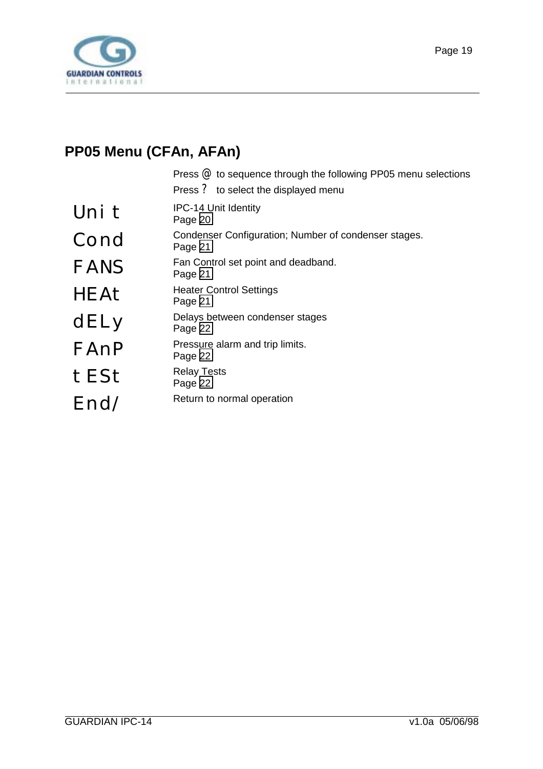## PP05 Menu (CFAn, AFAn)

Press @ to sequence through the following PP05 menu selections
Press ? to select the displayed menu

| | |
|---|---|
| Uni t | IPC-14 Unit Identity<br>Page 20 |
| Cond | Condenser Configuration; Number of condenser stages.<br>Page 21 |
| FANS | Fan Control set point and deadband.<br>Page 21 |
| HEAt | Heater Control Settings<br>Page 21 |
| dELy | Delays between condenser stages<br>Page 22 |
| FAnP | Pressure alarm and trip limits.<br>Page 22 |
| t ESt | Relay Tests<br>Page 22 |
| End/ | Return to normal operation |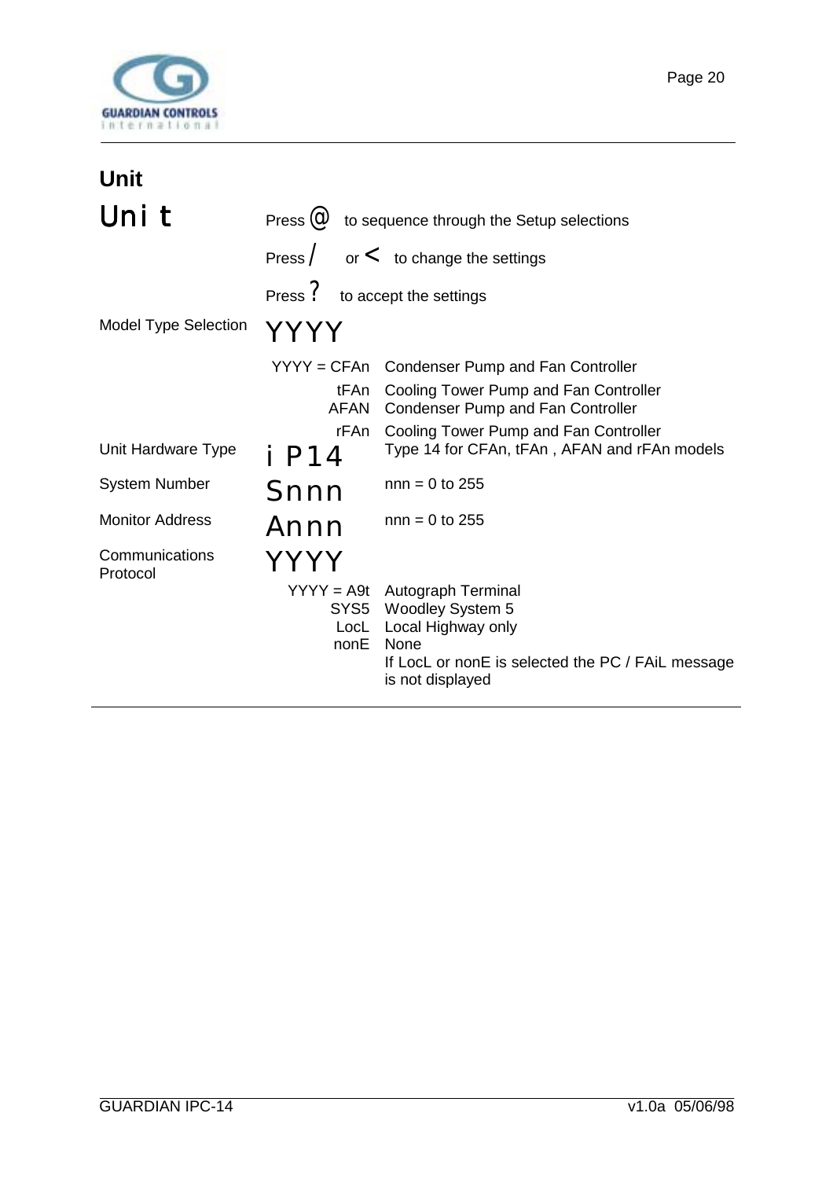## Unit

| | |
|---|---|
| **Unit** | Press @ to sequence through the Setup selections |
| | Press / or < to change the settings |
| | Press ? to accept the settings |
| Model Type Selection | **YYYY** |
| | YYYY = CFAn Condenser Pump and Fan Controller |
| | tFAn Cooling Tower Pump and Fan Controller |
| | AFAN Condenser Pump and Fan Controller |
| | rFAn Cooling Tower Pump and Fan Controller |
| Unit Hardware Type | **iP14** Type 14 for CFAn, tFAn , AFAN and rFAn models |
| System Number | **Snnn** nnn = 0 to 255 |
| Monitor Address | **Annn** nnn = 0 to 255 |
| Communications Protocol | **YYYY** |
| | YYYY = A9t Autograph Terminal |
| | SYS5 Woodley System 5 |
| | LocL Local Highway only |
| | nonE None |
| | If LocL or nonE is selected the PC / FAiL message is not displayed |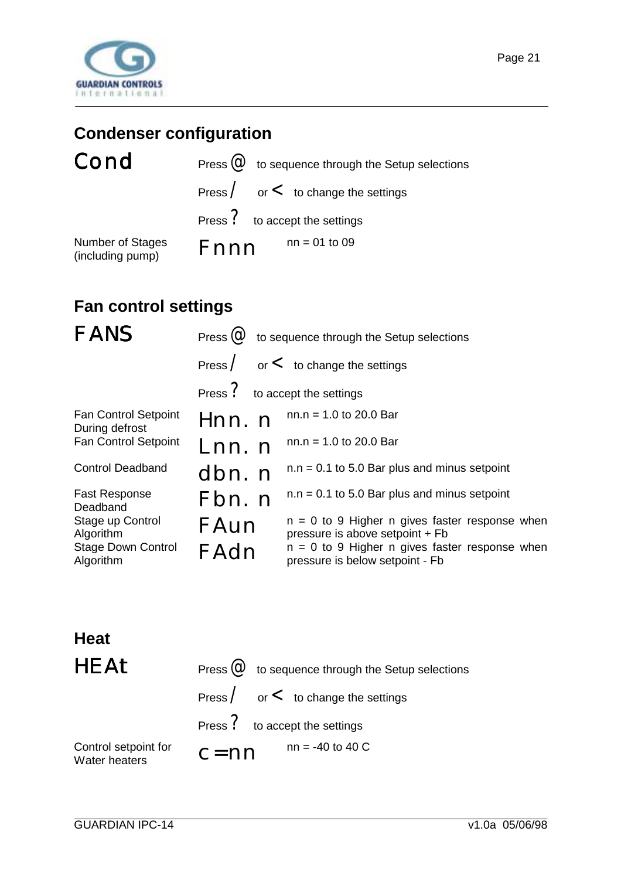## Condenser configuration

| Cond | Press @ to sequence through the Setup selections | |
|---|---|---|
| | Press / or < to change the settings | |
| | Press ? to accept the settings | |
| Number of Stages (including pump) | Fnnn | nn = 01 to 09 |

## Fan control settings

| FANS | Press @ to sequence through the Setup selections | |
|---|---|---|
| | Press / or < to change the settings | |
| | Press ? to accept the settings | |
| Fan Control Setpoint During defrost | Hnn. n | nn.n = 1.0 to 20.0 Bar |
| Fan Control Setpoint | Lnn. n | nn.n = 1.0 to 20.0 Bar |
| Control Deadband | dbn. n | n.n = 0.1 to 5.0 Bar plus and minus setpoint |
| Fast Response Deadband | Fbn. n | n.n = 0.1 to 5.0 Bar plus and minus setpoint |
| Stage up Control Algorithm | FAun | n = 0 to 9 Higher n gives faster response when pressure is above setpoint + Fb |
| Stage Down Control Algorithm | FAdn | n = 0 to 9 Higher n gives faster response when pressure is below setpoint - Fb |

## Heat

| HEAt | Press @ to sequence through the Setup selections | |
|---|---|---|
| | Press / or < to change the settings | |
| | Press ? to accept the settings | |
| Control setpoint for Water heaters | c=nn | nn = -40 to 40 C |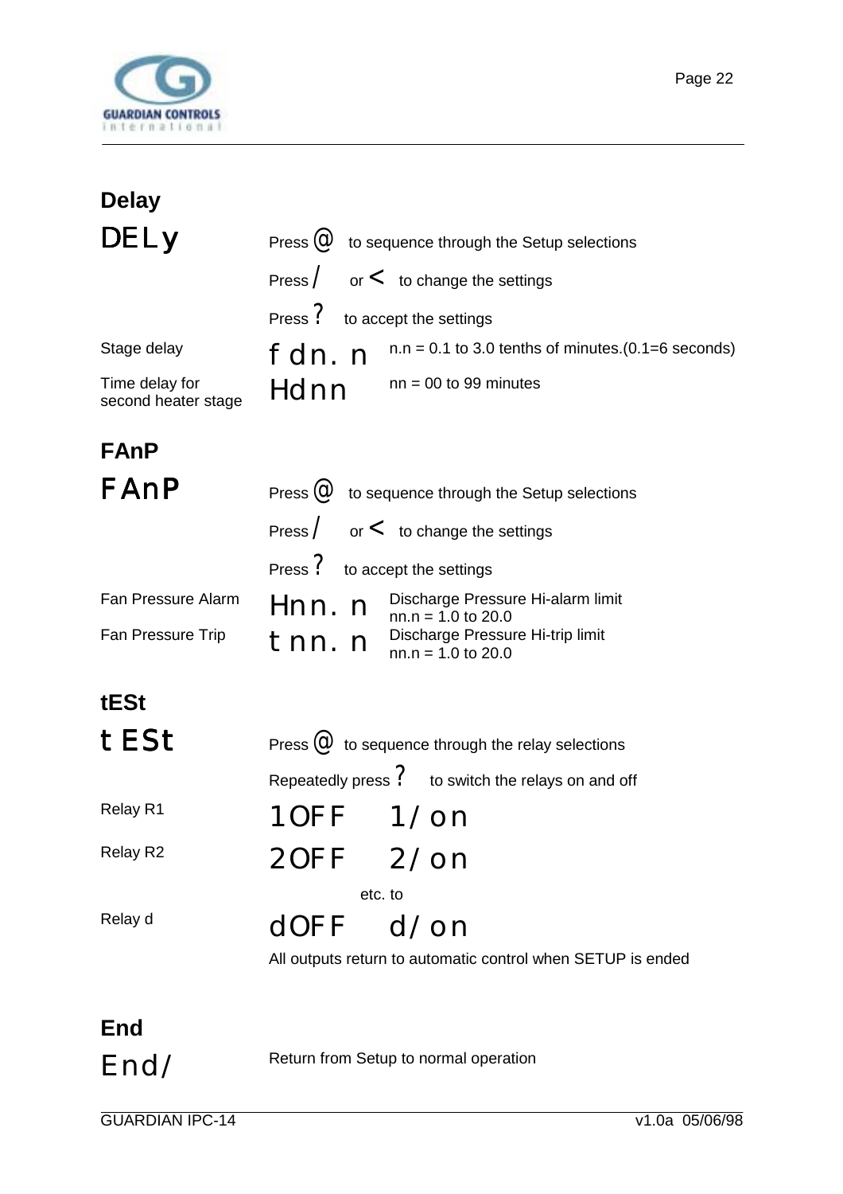## Delay

**DELy**

Press @ to sequence through the Setup selections

Press / or < to change the settings

Press ? to accept the settings

| | | |
|---|---|---|
| Stage delay | fdn.n | n.n = 0.1 to 3.0 tenths of minutes.(0.1=6 seconds) |
| Time delay for second heater stage | Hdnn | nn = 00 to 99 minutes |

## FAnP

**FAnP**

Press @ to sequence through the Setup selections

Press / or < to change the settings

Press ? to accept the settings

| | | |
|---|---|---|
| Fan Pressure Alarm | Hnn.n | Discharge Pressure Hi-alarm limit nn.n = 1.0 to 20.0 |
| Fan Pressure Trip | tnn.n | Discharge Pressure Hi-trip limit nn.n = 1.0 to 20.0 |

## tESt

**tESt**

Press @ to sequence through the relay selections

Repeatedly press ? to switch the relays on and off

| | | |
|---|---|---|
| Relay R1 | 1OFF | 1/on |
| Relay R2 | 2OFF | 2/on |
| | etc. to | |
| Relay d | dOFF | d/on |

All outputs return to automatic control when SETUP is ended

## End

**End/**

Return from Setup to normal operation

GUARDIAN IPC-14 v1.0a 05/06/98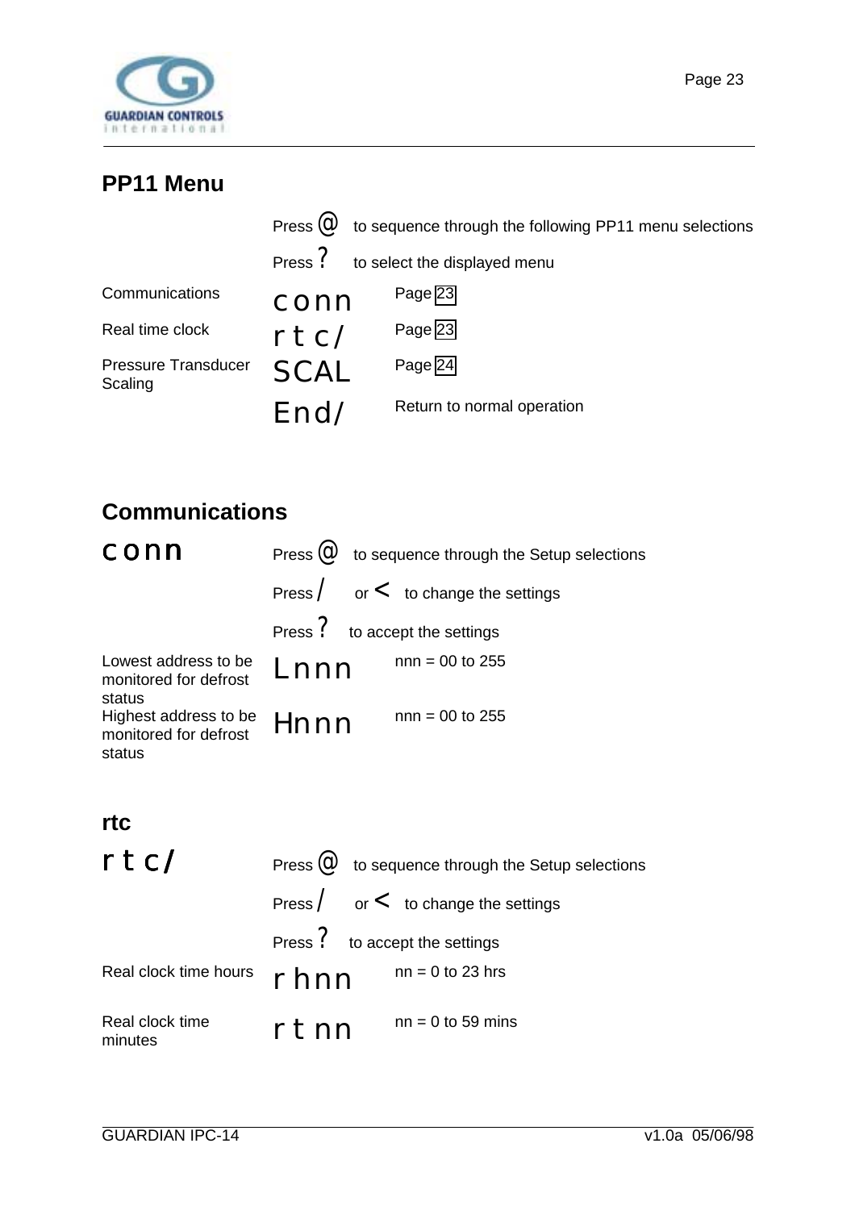## PP11 Menu

Press @ to sequence through the following PP11 menu selections

Press ? to select the displayed menu

| | | |
|---|---|---|
| Communications | conn | Page 23 |
| Real time clock | rtc/ | Page 23 |
| Pressure Transducer Scaling | SCAL | Page 24 |
| | End/ | Return to normal operation |

## Communications

**conn**

Press @ to sequence through the Setup selections

Press / or < to change the settings

Press ? to accept the settings

| | | |
|---|---|---|
| Lowest address to be monitored for defrost status | Lnnn | nnn = 00 to 255 |
| Highest address to be monitored for defrost status | Hnnn | nnn = 00 to 255 |

### rtc

**rtc/**

Press @ to sequence through the Setup selections

Press / or < to change the settings

Press ? to accept the settings

| | | |
|---|---|---|
| Real clock time hours | rhnn | nn = 0 to 23 hrs |
| Real clock time minutes | rtnn | nn = 0 to 59 mins |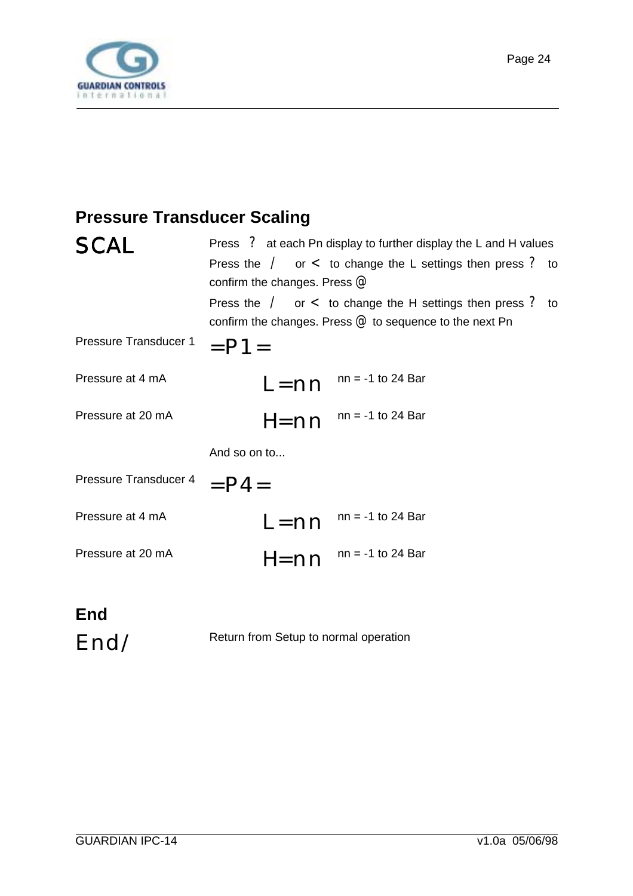## Pressure Transducer Scaling

| | | |
|---|---|---|
| SCAL | Press ? at each Pn display to further display the L and H values<br>Press the / or < to change the L settings then press ? to confirm the changes. Press @<br>Press the / or < to change the H settings then press ? to confirm the changes. Press @ to sequence to the next Pn | |
| Pressure Transducer 1 | =P1= | |
| Pressure at 4 mA | L=nn | nn = -1 to 24 Bar |
| Pressure at 20 mA | H=nn | nn = -1 to 24 Bar |
| | And so on to... | |
| Pressure Transducer 4 | =P4= | |
| Pressure at 4 mA | L=nn | nn = -1 to 24 Bar |
| Pressure at 20 mA | H=nn | nn = -1 to 24 Bar |

## End

| | |
|---|---|
| End/ | Return from Setup to normal operation |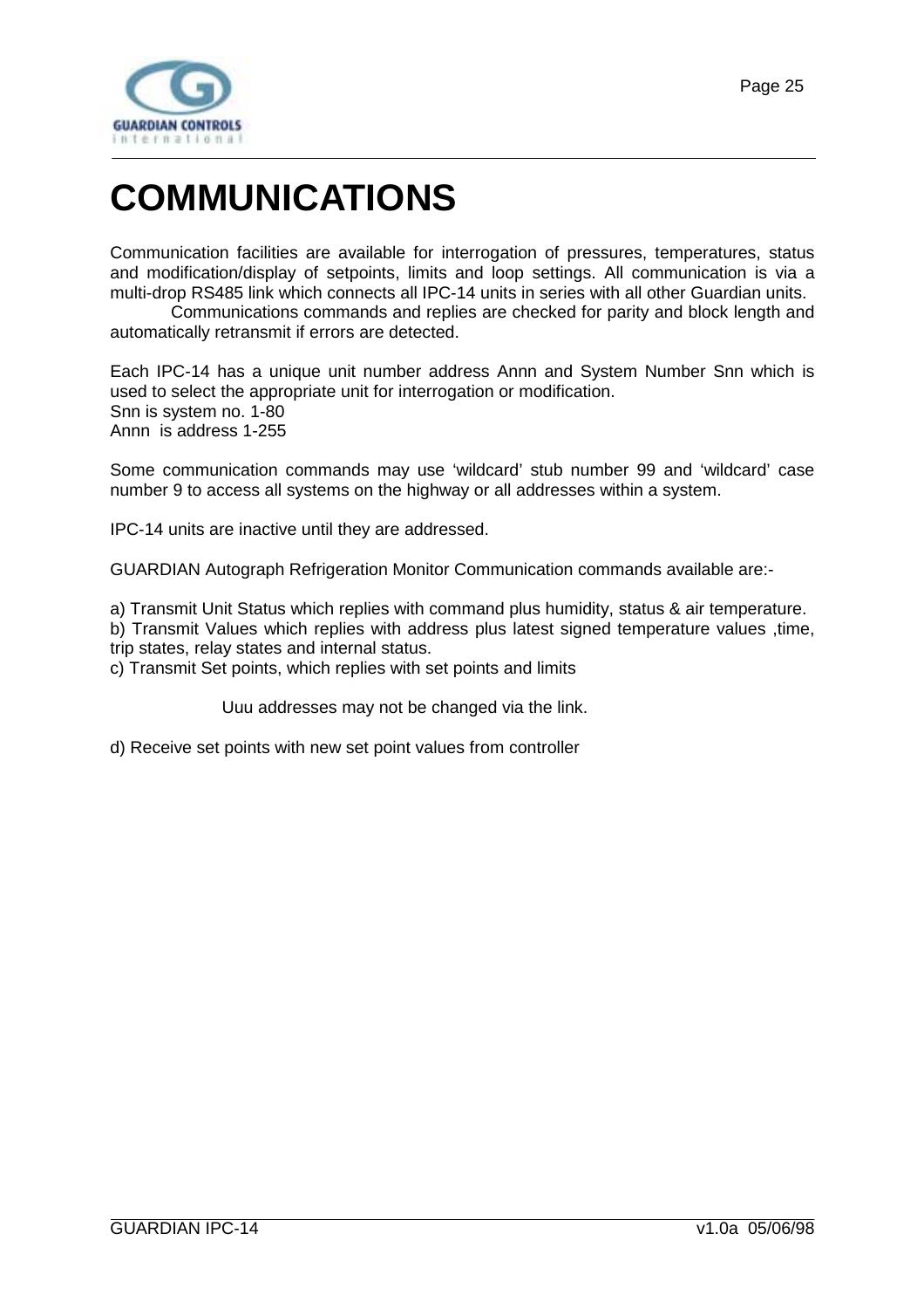# COMMUNICATIONS

Communication facilities are available for interrogation of pressures, temperatures, status and modification/display of setpoints, limits and loop settings. All communication is via a multi-drop RS485 link which connects all IPC-14 units in series with all other Guardian units.

Communications commands and replies are checked for parity and block length and automatically retransmit if errors are detected.

Each IPC-14 has a unique unit number address Annn and System Number Snn which is used to select the appropriate unit for interrogation or modification.
Snn is system no. 1-80
Annn is address 1-255

Some communication commands may use 'wildcard' stub number 99 and 'wildcard' case number 9 to access all systems on the highway or all addresses within a system.

IPC-14 units are inactive until they are addressed.

GUARDIAN Autograph Refrigeration Monitor Communication commands available are:-

a) Transmit Unit Status which replies with command plus humidity, status & air temperature.
b) Transmit Values which replies with address plus latest signed temperature values ,time, trip states, relay states and internal status.
c) Transmit Set points, which replies with set points and limits

Uuu addresses may not be changed via the link.

d) Receive set points with new set point values from controller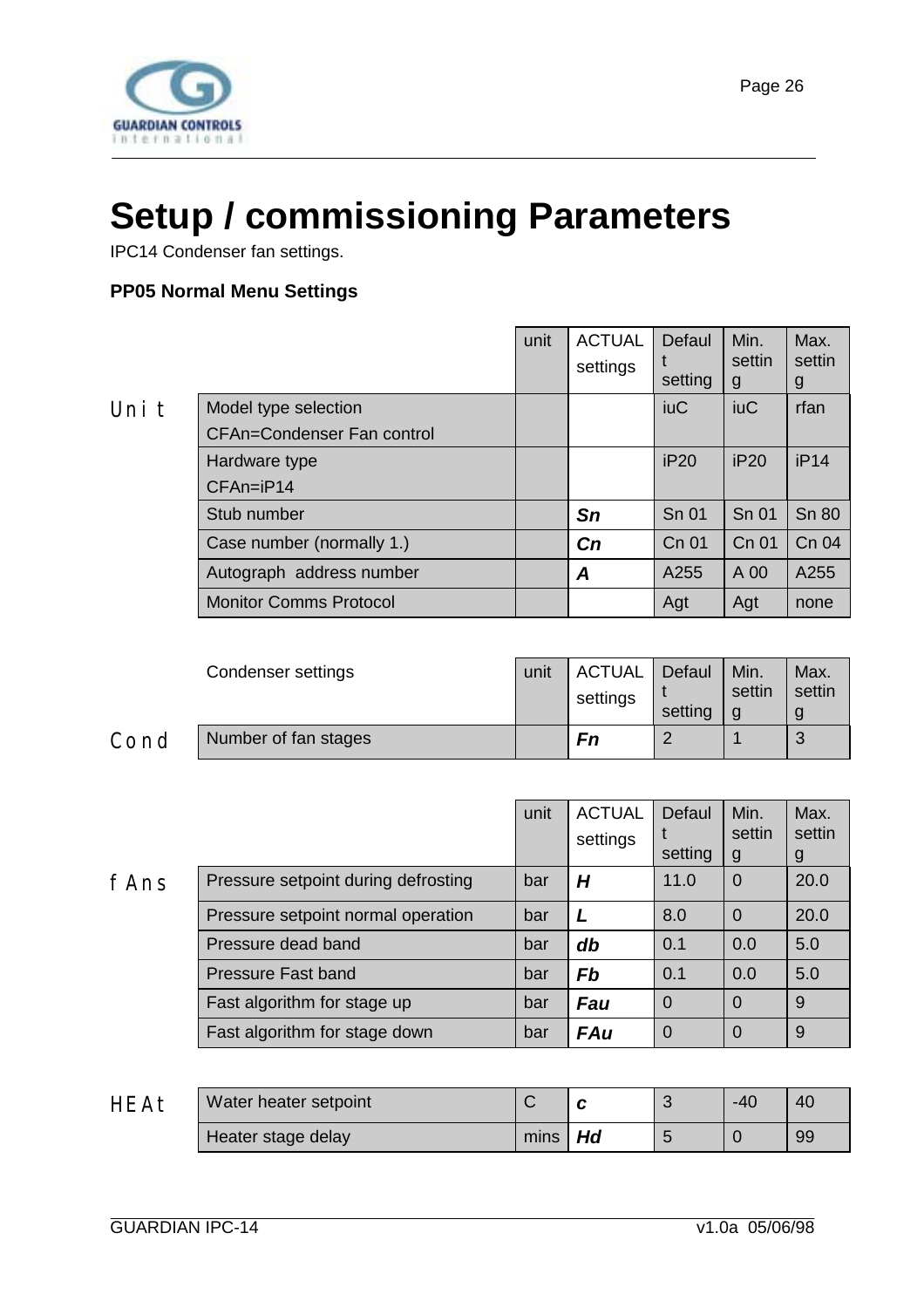# Setup / commissioning Parameters

IPC14 Condenser fan settings.

**PP05 Normal Menu Settings**

| | | unit | ACTUAL settings | Default setting | Min. setting | Max. setting |
|---|---|---|---|---|---|---|
| Unit | Model type selection CFAn=Condenser Fan control | | | iuC | iuC | rfan |
| | Hardware type CFAn=iP14 | | | iP20 | iP20 | iP14 |
| | Stub number | | ***Sn*** | Sn 01 | Sn 01 | Sn 80 |
| | Case number (normally 1.) | | ***Cn*** | Cn 01 | Cn 01 | Cn 04 |
| | Autograph address number | | ***A*** | A255 | A 00 | A255 |
| | Monitor Comms Protocol | | | Agt | Agt | none |

| | Condenser settings | unit | ACTUAL settings | Default setting | Min. setting | Max. setting |
|---|---|---|---|---|---|---|
| Cond | Number of fan stages | | ***Fn*** | 2 | 1 | 3 |

| | | unit | ACTUAL settings | Default setting | Min. setting | Max. setting |
|---|---|---|---|---|---|---|
| fAns | Pressure setpoint during defrosting | bar | ***H*** | 11.0 | 0 | 20.0 |
| | Pressure setpoint normal operation | bar | ***L*** | 8.0 | 0 | 20.0 |
| | Pressure dead band | bar | ***db*** | 0.1 | 0.0 | 5.0 |
| | Pressure Fast band | bar | ***Fb*** | 0.1 | 0.0 | 5.0 |
| | Fast algorithm for stage up | bar | ***Fau*** | 0 | 0 | 9 |
| | Fast algorithm for stage down | bar | ***FAu*** | 0 | 0 | 9 |

| | | unit | ACTUAL settings | Default setting | Min. setting | Max. setting |
|---|---|---|---|---|---|---|
| HEAt | Water heater setpoint | C | ***c*** | 3 | -40 | 40 |
| | Heater stage delay | mins | ***Hd*** | 5 | 0 | 99 |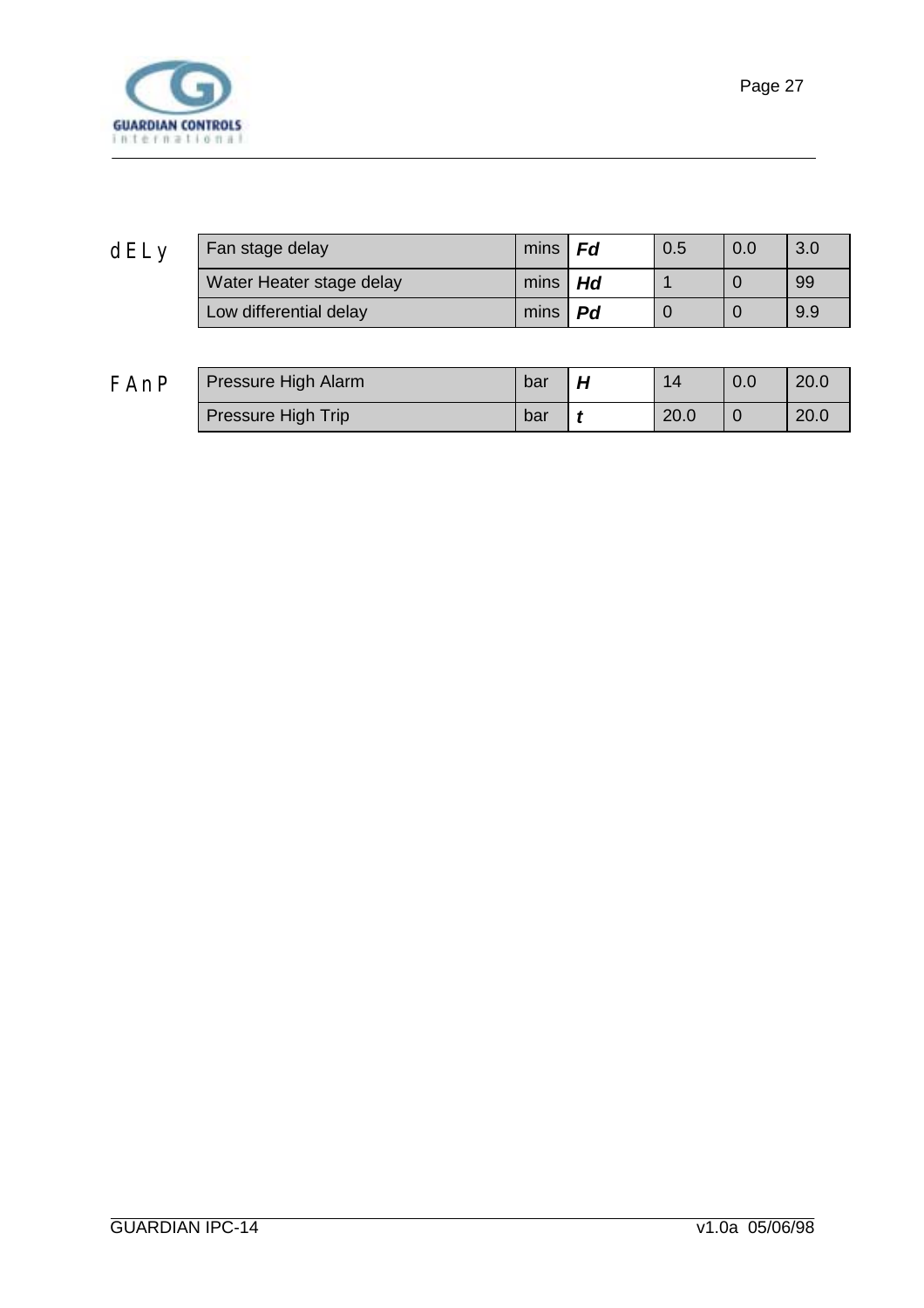| dELy | | | | | |
|---|---|---|---|---|---|
| Fan stage delay | mins | ***Fd*** | 0.5 | 0.0 | 3.0 |
| Water Heater stage delay | mins | ***Hd*** | 1 | 0 | 99 |
| Low differential delay | mins | ***Pd*** | 0 | 0 | 9.9 |

| FAnP | | | | | |
|---|---|---|---|---|---|
| Pressure High Alarm | bar | ***H*** | 14 | 0.0 | 20.0 |
| Pressure High Trip | bar | ***t*** | 20.0 | 0 | 20.0 |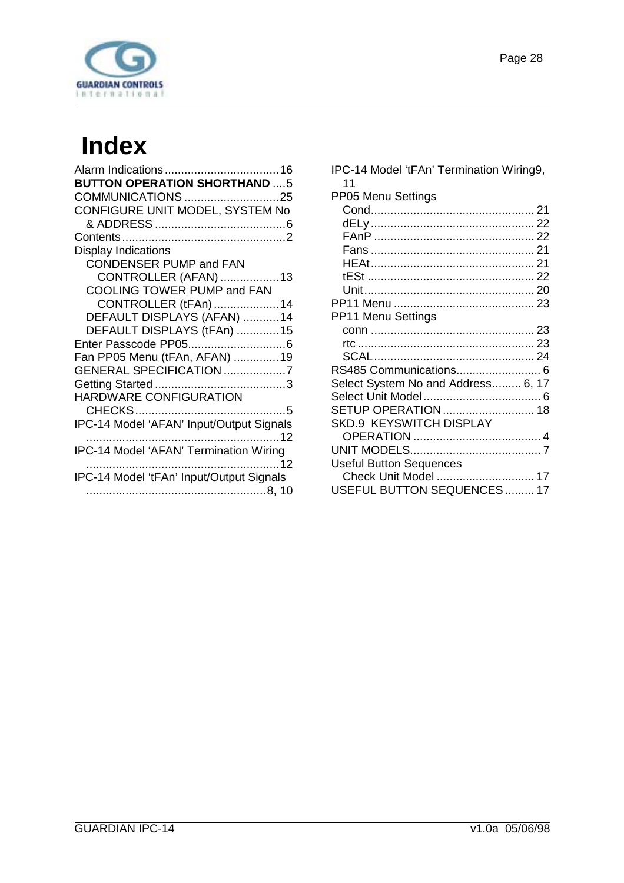# Index

Alarm Indications ...................................16
**BUTTON OPERATION SHORTHAND** ....5
COMMUNICATIONS .............................25
CONFIGURE UNIT MODEL, SYSTEM No & ADDRESS ........................................6
Contents ..................................................2
Display Indications
- CONDENSER PUMP and FAN CONTROLLER (AFAN) ..................13
- COOLING TOWER PUMP and FAN CONTROLLER (tFAn) ....................14
- DEFAULT DISPLAYS (AFAN) ...........14
- DEFAULT DISPLAYS (tFAn) .............15

Enter Passcode PP05..............................6
Fan PP05 Menu (tFAn, AFAN) ..............19
GENERAL SPECIFICATION ...................7
Getting Started ........................................3
HARDWARE CONFIGURATION CHECKS..............................................5
IPC-14 Model ‘AFAN’ Input/Output Signals ...........................................................12
IPC-14 Model ‘AFAN’ Termination Wiring ...........................................................12
IPC-14 Model ‘tFAn’ Input/Output Signals .......................................................8, 10
IPC-14 Model ‘tFAn’ Termination Wiring9, 11
PP05 Menu Settings
- Cond.................................................. 21
- dELy .................................................. 22
- FAnP ................................................. 22
- Fans .................................................. 21
- HEAt.................................................. 21
- tESt ................................................... 22
- Unit.................................................... 20

PP11 Menu ........................................... 23
PP11 Menu Settings
- conn .................................................. 23
- rtc ...................................................... 23
- SCAL................................................. 24

RS485 Communications.......................... 6
Select System No and Address......... 6, 17
Select Unit Model .................................... 6
SETUP OPERATION ............................ 18
SKD.9 KEYSWITCH DISPLAY OPERATION ....................................... 4
UNIT MODELS........................................ 7
Useful Button Sequences
- Check Unit Model .............................. 17

USEFUL BUTTON SEQUENCES ......... 17